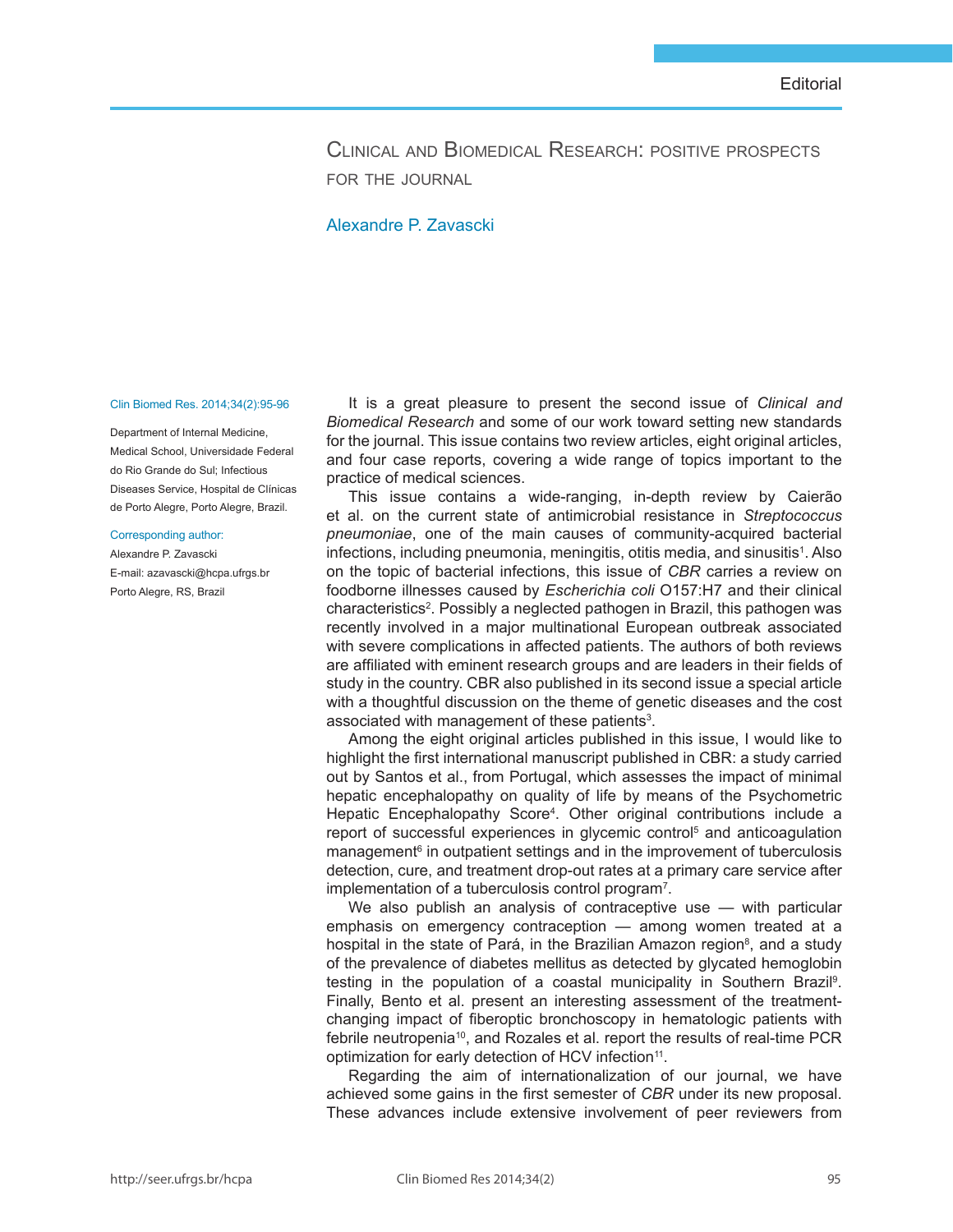Editorial

# Clinical and Biomedical Research: positive prospects for the journal

Alexandre P. Zavascki

Clin Biomed Res. 2014;34(2):95-96

Department of Internal Medicine, Medical School, Universidade Federal do Rio Grande do Sul; Infectious Diseases Service, Hospital de Clínicas de Porto Alegre, Porto Alegre, Brazil.

Corresponding author:
Alexandre P. Zavascki
E-mail: azavascki@hcpa.ufrgs.br
Porto Alegre, RS, Brazil

It is a great pleasure to present the second issue of *Clinical and Biomedical Research* and some of our work toward setting new standards for the journal. This issue contains two review articles, eight original articles, and four case reports, covering a wide range of topics important to the practice of medical sciences.

This issue contains a wide-ranging, in-depth review by Caierão et al. on the current state of antimicrobial resistance in *Streptococcus pneumoniae*, one of the main causes of community-acquired bacterial infections, including pneumonia, meningitis, otitis media, and sinusitis[1]. Also on the topic of bacterial infections, this issue of *CBR* carries a review on foodborne illnesses caused by *Escherichia coli* O157:H7 and their clinical characteristics[2]. Possibly a neglected pathogen in Brazil, this pathogen was recently involved in a major multinational European outbreak associated with severe complications in affected patients. The authors of both reviews are affiliated with eminent research groups and are leaders in their fields of study in the country. CBR also published in its second issue a special article with a thoughtful discussion on the theme of genetic diseases and the cost associated with management of these patients[3].

Among the eight original articles published in this issue, I would like to highlight the first international manuscript published in CBR: a study carried out by Santos et al., from Portugal, which assesses the impact of minimal hepatic encephalopathy on quality of life by means of the Psychometric Hepatic Encephalopathy Score[4]. Other original contributions include a report of successful experiences in glycemic control[5] and anticoagulation management[6] in outpatient settings and in the improvement of tuberculosis detection, cure, and treatment drop-out rates at a primary care service after implementation of a tuberculosis control program[7].

We also publish an analysis of contraceptive use — with particular emphasis on emergency contraception — among women treated at a hospital in the state of Pará, in the Brazilian Amazon region[8], and a study of the prevalence of diabetes mellitus as detected by glycated hemoglobin testing in the population of a coastal municipality in Southern Brazil[9]. Finally, Bento et al. present an interesting assessment of the treatment-changing impact of fiberoptic bronchoscopy in hematologic patients with febrile neutropenia[10], and Rozales et al. report the results of real-time PCR optimization for early detection of HCV infection[11].

Regarding the aim of internationalization of our journal, we have achieved some gains in the first semester of *CBR* under its new proposal. These advances include extensive involvement of peer reviewers from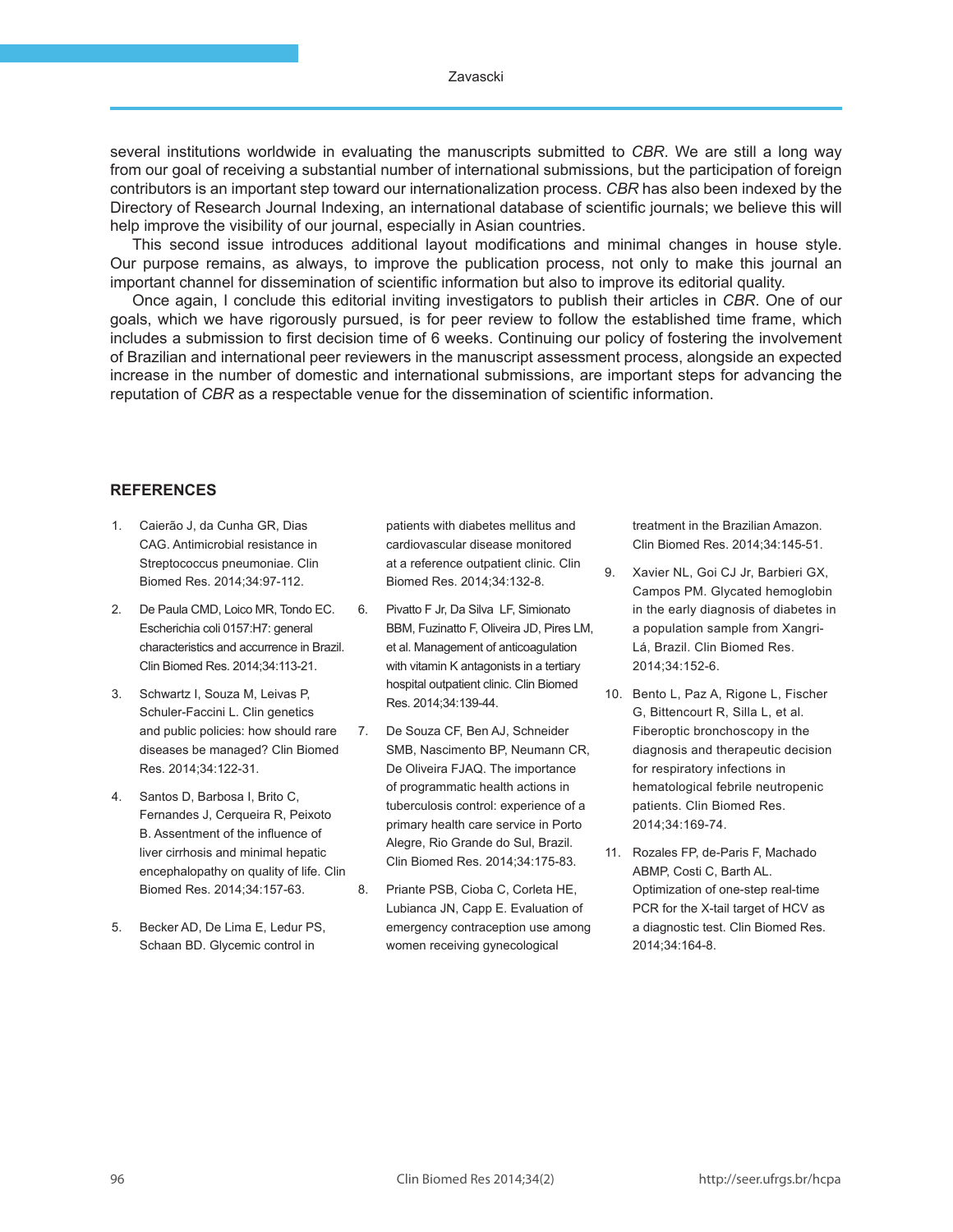several institutions worldwide in evaluating the manuscripts submitted to *CBR*. We are still a long way from our goal of receiving a substantial number of international submissions, but the participation of foreign contributors is an important step toward our internationalization process. *CBR* has also been indexed by the Directory of Research Journal Indexing, an international database of scientific journals; we believe this will help improve the visibility of our journal, especially in Asian countries.

This second issue introduces additional layout modifications and minimal changes in house style. Our purpose remains, as always, to improve the publication process, not only to make this journal an important channel for dissemination of scientific information but also to improve its editorial quality.

Once again, I conclude this editorial inviting investigators to publish their articles in *CBR*. One of our goals, which we have rigorously pursued, is for peer review to follow the established time frame, which includes a submission to first decision time of 6 weeks. Continuing our policy of fostering the involvement of Brazilian and international peer reviewers in the manuscript assessment process, alongside an expected increase in the number of domestic and international submissions, are important steps for advancing the reputation of *CBR* as a respectable venue for the dissemination of scientific information.

## REFERENCES

1. Caierão J, da Cunha GR, Dias CAG. Antimicrobial resistance in Streptococcus pneumoniae. Clin Biomed Res. 2014;34:97-112.
2. De Paula CMD, Loico MR, Tondo EC. Escherichia coli 0157:H7: general characteristics and accurrence in Brazil. Clin Biomed Res. 2014;34:113-21.
3. Schwartz I, Souza M, Leivas P, Schuler-Faccini L. Clin genetics and public policies: how should rare diseases be managed? Clin Biomed Res. 2014;34:122-31.
4. Santos D, Barbosa I, Brito C, Fernandes J, Cerqueira R, Peixoto B. Assentment of the influence of liver cirrhosis and minimal hepatic encephalopathy on quality of life. Clin Biomed Res. 2014;34:157-63.
5. Becker AD, De Lima E, Ledur PS, Schaan BD. Glycemic control in patients with diabetes mellitus and cardiovascular disease monitored at a reference outpatient clinic. Clin Biomed Res. 2014;34:132-8.
6. Pivatto F Jr, Da Silva LF, Simionato BBM, Fuzinatto F, Oliveira JD, Pires LM, et al. Management of anticoagulation with vitamin K antagonists in a tertiary hospital outpatient clinic. Clin Biomed Res. 2014;34:139-44.
7. De Souza CF, Ben AJ, Schneider SMB, Nascimento BP, Neumann CR, De Oliveira FJAQ. The importance of programmatic health actions in tuberculosis control: experience of a primary health care service in Porto Alegre, Rio Grande do Sul, Brazil. Clin Biomed Res. 2014;34:175-83.
8. Priante PSB, Cioba C, Corleta HE, Lubianca JN, Capp E. Evaluation of emergency contraception use among women receiving gynecological treatment in the Brazilian Amazon. Clin Biomed Res. 2014;34:145-51.
9. Xavier NL, Goi CJ Jr, Barbieri GX, Campos PM. Glycated hemoglobin in the early diagnosis of diabetes in a population sample from Xangri-Lá, Brazil. Clin Biomed Res. 2014;34:152-6.
10. Bento L, Paz A, Rigone L, Fischer G, Bittencourt R, Silla L, et al. Fiberoptic bronchoscopy in the diagnosis and therapeutic decision for respiratory infections in hematological febrile neutropenic patients. Clin Biomed Res. 2014;34:169-74.
11. Rozales FP, de-Paris F, Machado ABMP, Costi C, Barth AL. Optimization of one-step real-time PCR for the X-tail target of HCV as a diagnostic test. Clin Biomed Res. 2014;34:164-8.